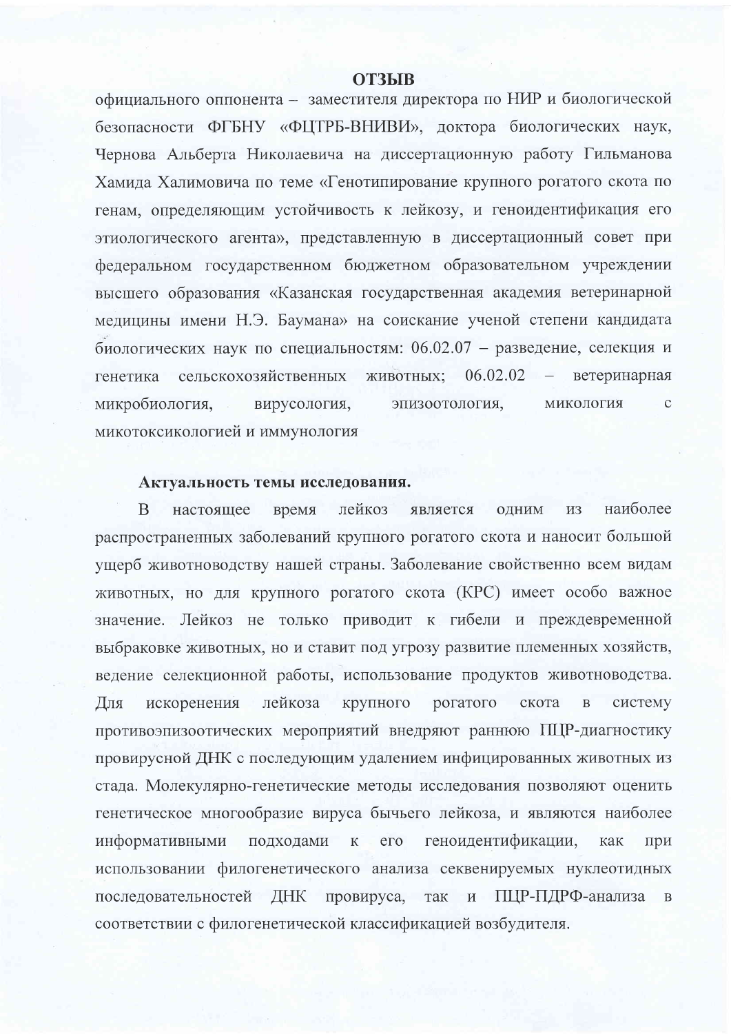# ОТЗЫВ

официального оппонента – заместителя директора по НИР и биологической безопасности ФГБНУ «ФЦТРБ-ВНИВИ», доктора биологических наук, Чернова Альберта Николаевича на диссертационную работу Гильманова Хамида Халимовича по теме «Генотипирование крупного рогатого скота по генам, определяющим устойчивость к лейкозу, и геноидентификация его этиологического агента», представленную в диссертационный совет при федеральном государственном бюджетном образовательном учреждении высшего образования «Казанская государственная академия ветеринарной медицины имени Н.Э. Баумана» на соискание ученой степени кандидата биологических наук по специальностям: 06.02.07 – разведение, селекция и генетика сельскохозяйственных животных; 06.02.02 – ветеринарная микробиология, вирусология, эпизоотология, микология с микотоксикологией и иммунология

**Актуальность темы исследования.**

В настоящее время лейкоз является одним из наиболее распространенных заболеваний крупного рогатого скота и наносит большой ущерб животноводству нашей страны. Заболевание свойственно всем видам животных, но для крупного рогатого скота (КРС) имеет особо важное значение. Лейкоз не только приводит к гибели и преждевременной выбраковке животных, но и ставит под угрозу развитие племенных хозяйств, ведение селекционной работы, использование продуктов животноводства. Для искоренения лейкоза крупного рогатого скота в систему противоэпизоотических мероприятий внедряют раннюю ПЦР-диагностику провирусной ДНК с последующим удалением инфицированных животных из стада. Молекулярно-генетические методы исследования позволяют оценить генетическое многообразие вируса бычьего лейкоза, и являются наиболее информативными подходами к его геноидентификации, как при использовании филогенетического анализа секвенируемых нуклеотидных последовательностей ДНК провируса, так и ПЦР-ПДРФ-анализа в соответствии с филогенетической классификацией возбудителя.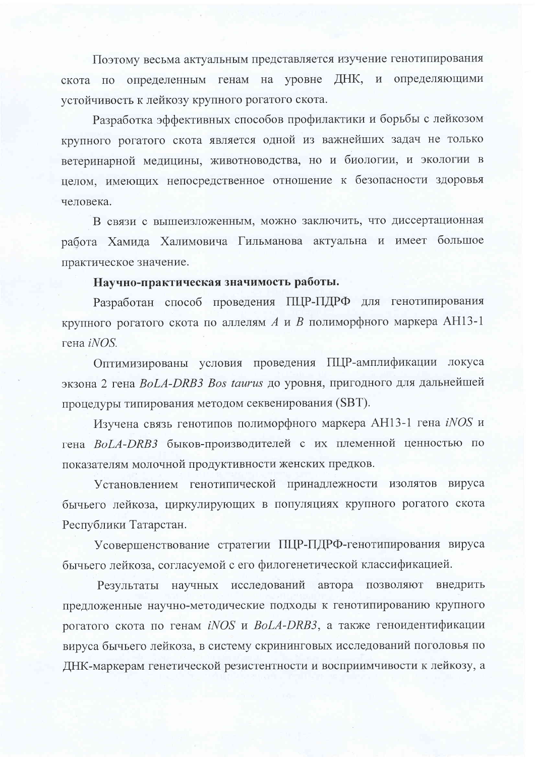Поэтому весьма актуальным представляется изучение генотипирования скота по определенным генам на уровне ДНК, и определяющими устойчивость к лейкозу крупного рогатого скота.

Разработка эффективных способов профилактики и борьбы с лейкозом крупного рогатого скота является одной из важнейших задач не только ветеринарной медицины, животноводства, но и биологии, и экологии в целом, имеющих непосредственное отношение к безопасности здоровья человека.

В связи с вышеизложенным, можно заключить, что диссертационная работа Хамида Халимовича Гильманова актуальна и имеет большое практическое значение.

**Научно-практическая значимость работы.**

Разработан способ проведения ПЦР-ПДРФ для генотипирования крупного рогатого скота по аллелям *A* и *B* полиморфного маркера АН13-1 гена *iNOS*.

Оптимизированы условия проведения ПЦР-амплификации локуса экзона 2 гена *BoLA-DRB3 Bos taurus* до уровня, пригодного для дальнейшей процедуры типирования методом секвенирования (SBT).

Изучена связь генотипов полиморфного маркера АН13-1 гена *iNOS* и гена *BoLA-DRB3* быков-производителей с их племенной ценностью по показателям молочной продуктивности женских предков.

Установлением генотипической принадлежности изолятов вируса бычьего лейкоза, циркулирующих в популяциях крупного рогатого скота Республики Татарстан.

Усовершенствование стратегии ПЦР-ПДРФ-генотипирования вируса бычьего лейкоза, согласуемой с его филогенетической классификацией.

Результаты научных исследований автора позволяют внедрить предложенные научно-методические подходы к генотипированию крупного рогатого скота по генам *iNOS* и *BoLA-DRB3*, а также геноидентификации вируса бычьего лейкоза, в систему скрининговых исследований поголовья по ДНК-маркерам генетической резистентности и восприимчивости к лейкозу, а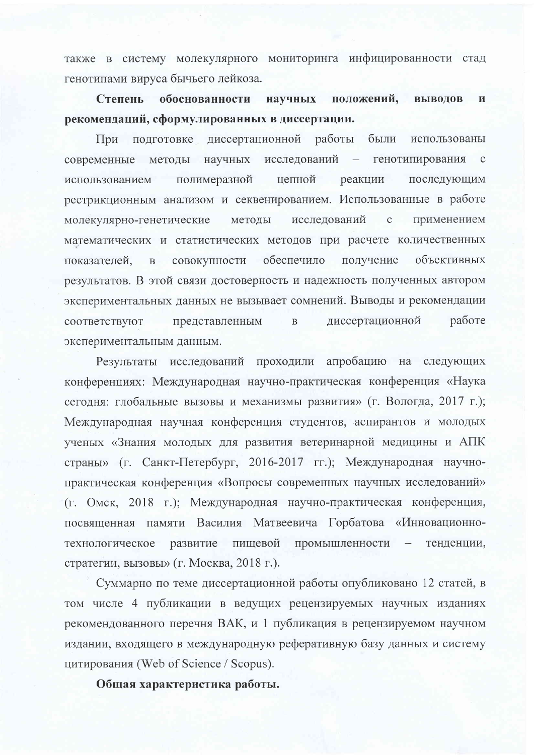также в систему молекулярного мониторинга инфицированности стад генотипами вируса бычьего лейкоза.

**Степень обоснованности научных положений, выводов и рекомендаций, сформулированных в диссертации.**

При подготовке диссертационной работы были использованы современные методы научных исследований – генотипирования с использованием полимеразной цепной реакции последующим рестрикционным анализом и секвенированием. Использованные в работе молекулярно-генетические методы исследований с применением математических и статистических методов при расчете количественных показателей, в совокупности обеспечило получение объективных результатов. В этой связи достоверность и надежность полученных автором экспериментальных данных не вызывает сомнений. Выводы и рекомендации соответствуют представленным в диссертационной работе экспериментальным данным.

Результаты исследований проходили апробацию на следующих конференциях: Международная научно-практическая конференция «Наука сегодня: глобальные вызовы и механизмы развития» (г. Вологда, 2017 г.); Международная научная конференция студентов, аспирантов и молодых ученых «Знания молодых для развития ветеринарной медицины и АПК страны» (г. Санкт-Петербург, 2016-2017 гг.); Международная научно-практическая конференция «Вопросы современных научных исследований» (г. Омск, 2018 г.); Международная научно-практическая конференция, посвященная памяти Василия Матвеевича Горбатова «Инновационно-технологическое развитие пищевой промышленности – тенденции, стратегии, вызовы» (г. Москва, 2018 г.).

Суммарно по теме диссертационной работы опубликовано 12 статей, в том числе 4 публикации в ведущих рецензируемых научных изданиях рекомендованного перечня ВАК, и 1 публикация в рецензируемом научном издании, входящего в международную реферативную базу данных и систему цитирования (Web of Science / Scopus).

**Общая характеристика работы.**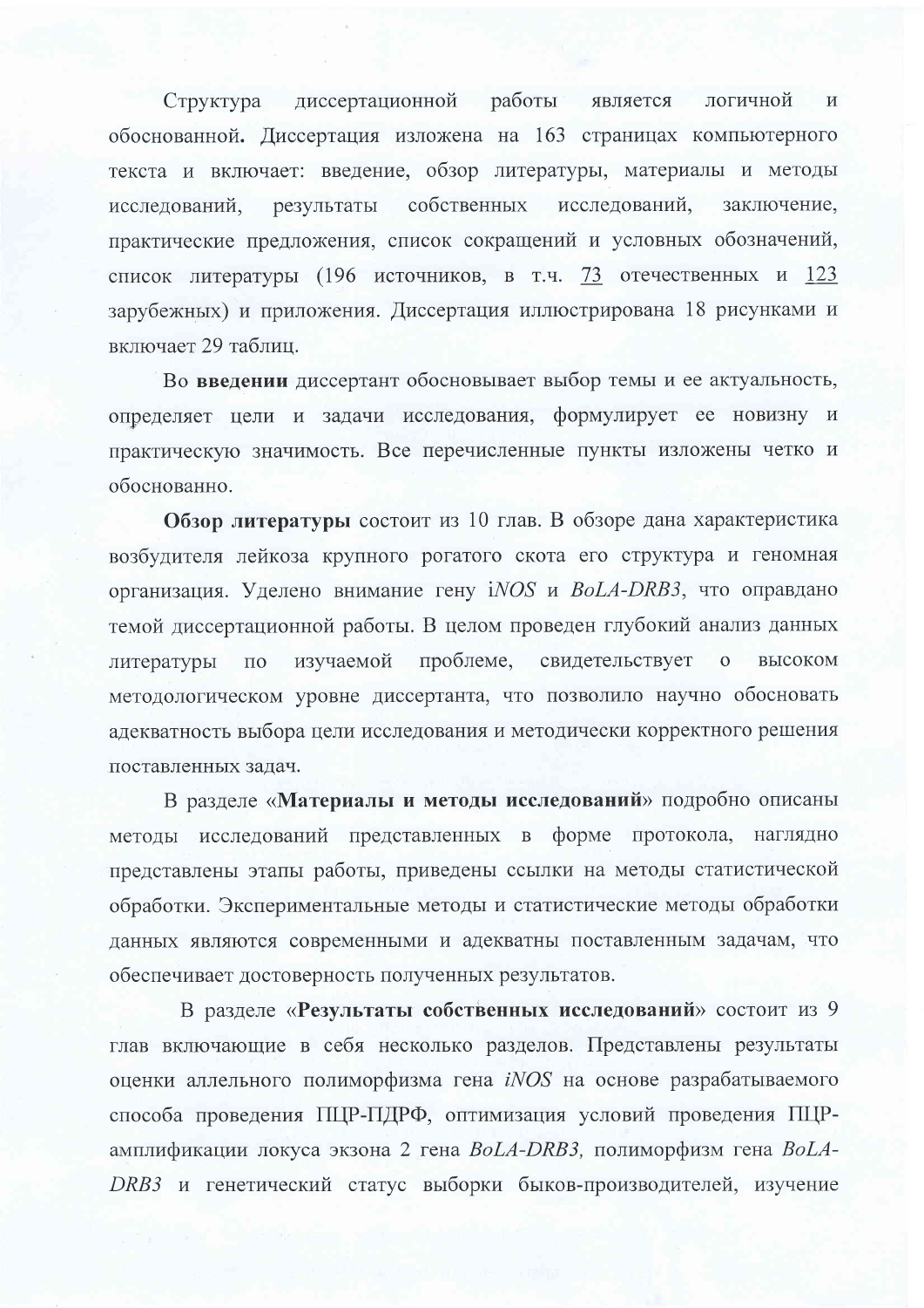Структура диссертационной работы является логичной и обоснованной**.** Диссертация изложена на 163 страницах компьютерного текста и включает: введение, обзор литературы, материалы и методы исследований, результаты собственных исследований, заключение, практические предложения, список сокращений и условных обозначений, список литературы (196 источников, в т.ч. 73 отечественных и 123 зарубежных) и приложения. Диссертация иллюстрирована 18 рисунками и включает 29 таблиц.

Во **введении** диссертант обосновывает выбор темы и ее актуальность, определяет цели и задачи исследования, формулирует ее новизну и практическую значимость. Все перечисленные пункты изложены четко и обоснованно.

**Обзор литературы** состоит из 10 глав. В обзоре дана характеристика возбудителя лейкоза крупного рогатого скота его структура и геномная организация. Уделено внимание гену i*NOS* и *BoLA-DRB3*, что оправдано темой диссертационной работы. В целом проведен глубокий анализ данных литературы по изучаемой проблеме, свидетельствует о высоком методологическом уровне диссертанта, что позволило научно обосновать адекватность выбора цели исследования и методически корректного решения поставленных задач.

В разделе «**Материалы и методы исследований**» подробно описаны методы исследований представленных в форме протокола, наглядно представлены этапы работы, приведены ссылки на методы статистической обработки. Экспериментальные методы и статистические методы обработки данных являются современными и адекватны поставленным задачам, что обеспечивает достоверность полученных результатов.

В разделе «**Результаты собственных исследований**» состоит из 9 глав включающие в себя несколько разделов. Представлены результаты оценки аллельного полиморфизма гена *iNOS* на основе разрабатываемого способа проведения ПЦР-ПДРФ, оптимизация условий проведения ПЦР-амплификации локуса экзона 2 гена *BoLA-DRB3,* полиморфизм гена *BoLA-DRB3* и генетический статус выборки быков-производителей, изучение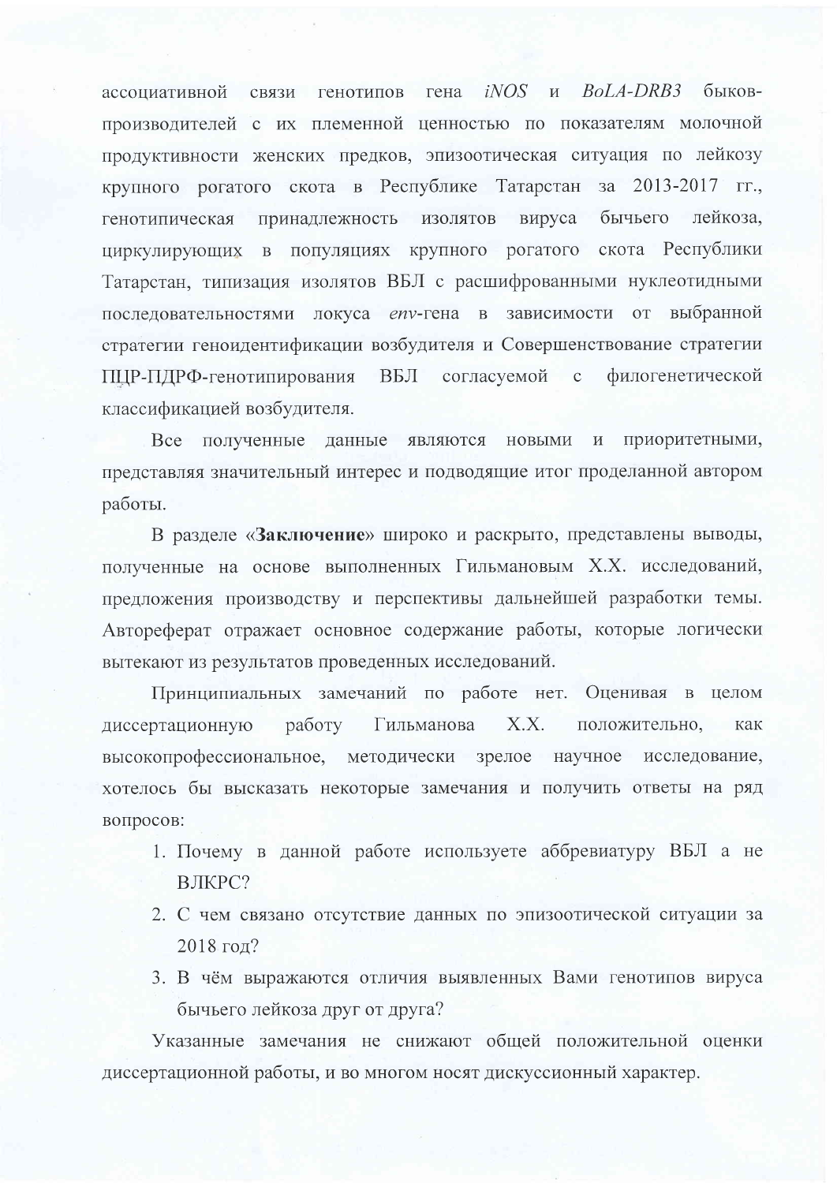ассоциативной связи генотипов гена *iNOS* и *BoLA-DRB3* быков-производителей с их племенной ценностью по показателям молочной продуктивности женских предков, эпизоотическая ситуация по лейкозу крупного рогатого скота в Республике Татарстан за 2013-2017 гг., генотипическая принадлежность изолятов вируса бычьего лейкоза, циркулирующих в популяциях крупного рогатого скота Республики Татарстан, типизация изолятов ВБЛ с расшифрованными нуклеотидными последовательностями локуса *env*-гена в зависимости от выбранной стратегии геноидентификации возбудителя и Совершенствование стратегии ПЦР-ПДРФ-генотипирования ВБЛ согласуемой с филогенетической классификацией возбудителя.

Все полученные данные являются новыми и приоритетными, представляя значительный интерес и подводящие итог проделанной автором работы.

В разделе «**Заключение**» широко и раскрыто, представлены выводы, полученные на основе выполненных Гильмановым Х.Х. исследований, предложения производству и перспективы дальнейшей разработки темы. Автореферат отражает основное содержание работы, которые логически вытекают из результатов проведенных исследований.

Принципиальных замечаний по работе нет. Оценивая в целом диссертационную работу Гильманова Х.Х. положительно, как высокопрофессиональное, методически зрелое научное исследование, хотелось бы высказать некоторые замечания и получить ответы на ряд вопросов:

1. Почему в данной работе используете аббревиатуру ВБЛ а не ВЛКРС?
2. С чем связано отсутствие данных по эпизоотической ситуации за 2018 год?
3. В чём выражаются отличия выявленных Вами генотипов вируса бычьего лейкоза друг от друга?

Указанные замечания не снижают общей положительной оценки диссертационной работы, и во многом носят дискуссионный характер.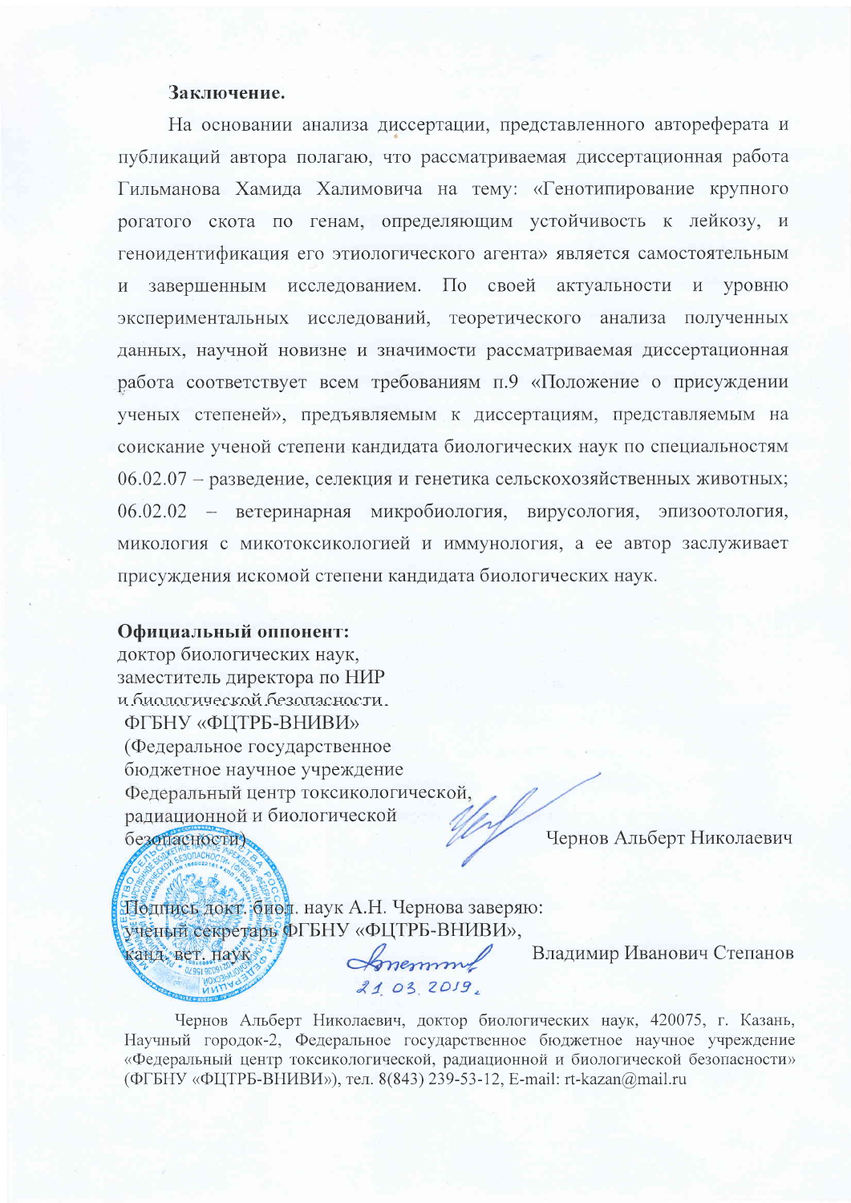**Заключение.**

На основании анализа диссертации, представленного автореферата и публикаций автора полагаю, что рассматриваемая диссертационная работа Гильманова Хамида Халимовича на тему: «Генотипирование крупного рогатого скота по генам, определяющим устойчивость к лейкозу, и геноидентификация его этиологического агента» является самостоятельным и завершенным исследованием. По своей актуальности и уровню экспериментальных исследований, теоретического анализа полученных данных, научной новизне и значимости рассматриваемая диссертационная работа соответствует всем требованиям п.9 «Положение о присуждении ученых степеней», предъявляемым к диссертациям, представляемым на соискание ученой степени кандидата биологических наук по специальностям 06.02.07 – разведение, селекция и генетика сельскохозяйственных животных; 06.02.02 – ветеринарная микробиология, вирусология, эпизоотология, микология с микотоксикологией и иммунология, а ее автор заслуживает присуждения искомой степени кандидата биологических наук.

**Официальный оппонент:**
доктор биологических наук,
заместитель директора по НИР
и биологической безопасности
ФГБНУ «ФЦТРБ-ВНИВИ»
(Федеральное государственное
бюджетное научное учреждение
Федеральный центр токсикологической,
радиационной и биологической
безопасности) Чернов Альберт Николаевич

Подпись докт. биол. наук А.Н. Чернова заверяю:
ученый секретарь ФГБНУ «ФЦТРБ-ВНИВИ»,
канд. вет. наук Владимир Иванович Степанов

21.03.2019 г.

Чернов Альберт Николаевич, доктор биологических наук, 420075, г. Казань, Научный городок-2, Федеральное государственное бюджетное научное учреждение «Федеральный центр токсикологической, радиационной и биологической безопасности» (ФГБНУ «ФЦТРБ-ВНИВИ»), тел. 8(843) 239-53-12, E-mail: rt-kazan@mail.ru